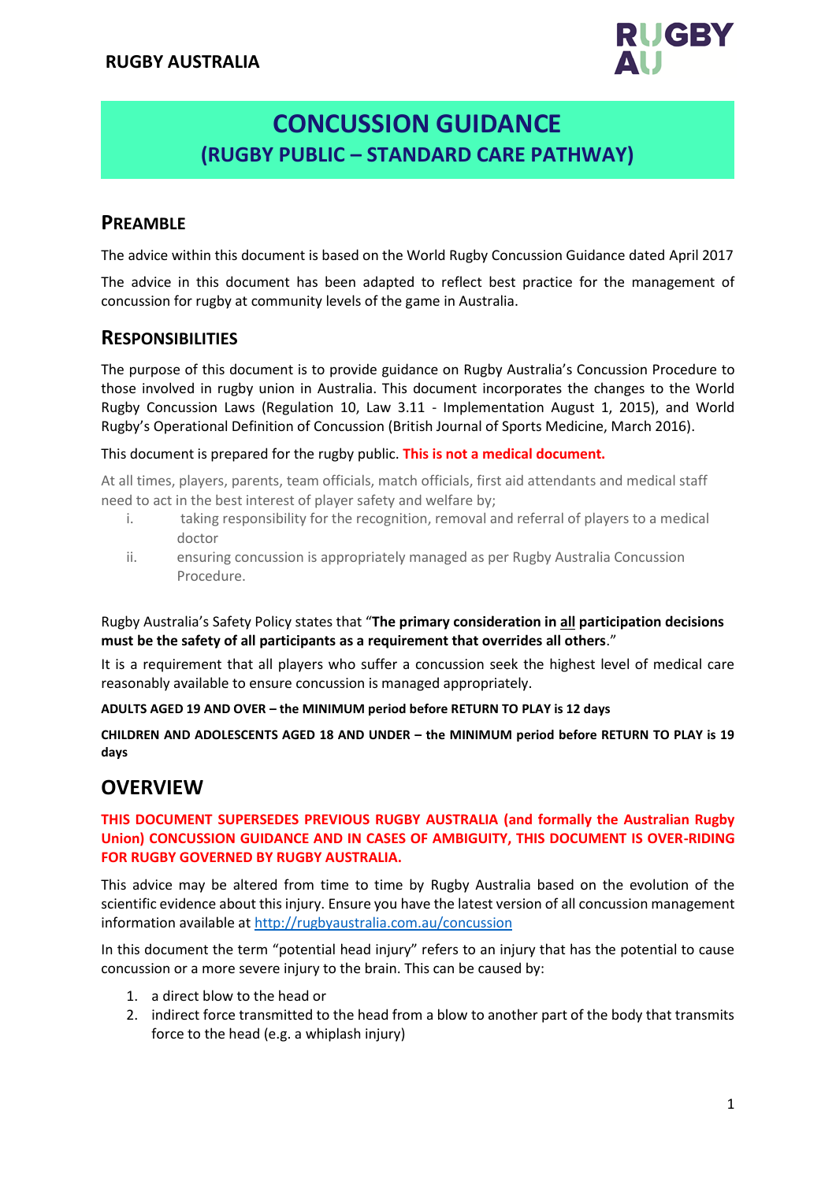**RUGBY AUSTRALIA**

# CONCUSSION GUIDANCE
## (RUGBY PUBLIC – STANDARD CARE PATHWAY)

## PREAMBLE

The advice within this document is based on the World Rugby Concussion Guidance dated April 2017

The advice in this document has been adapted to reflect best practice for the management of concussion for rugby at community levels of the game in Australia.

## RESPONSIBILITIES

The purpose of this document is to provide guidance on Rugby Australia's Concussion Procedure to those involved in rugby union in Australia. This document incorporates the changes to the World Rugby Concussion Laws (Regulation 10, Law 3.11 - Implementation August 1, 2015), and World Rugby's Operational Definition of Concussion (British Journal of Sports Medicine, March 2016).

This document is prepared for the rugby public. **This is not a medical document.**

At all times, players, parents, team officials, match officials, first aid attendants and medical staff need to act in the best interest of player safety and welfare by;

i. taking responsibility for the recognition, removal and referral of players to a medical doctor
ii. ensuring concussion is appropriately managed as per Rugby Australia Concussion Procedure.

Rugby Australia's Safety Policy states that "**The primary consideration in all participation decisions must be the safety of all participants as a requirement that overrides all others**."

It is a requirement that all players who suffer a concussion seek the highest level of medical care reasonably available to ensure concussion is managed appropriately.

**ADULTS AGED 19 AND OVER – the MINIMUM period before RETURN TO PLAY is 12 days**

**CHILDREN AND ADOLESCENTS AGED 18 AND UNDER – the MINIMUM period before RETURN TO PLAY is 19 days**

## OVERVIEW

**THIS DOCUMENT SUPERSEDES PREVIOUS RUGBY AUSTRALIA (and formally the Australian Rugby Union) CONCUSSION GUIDANCE AND IN CASES OF AMBIGUITY, THIS DOCUMENT IS OVER-RIDING FOR RUGBY GOVERNED BY RUGBY AUSTRALIA.**

This advice may be altered from time to time by Rugby Australia based on the evolution of the scientific evidence about this injury. Ensure you have the latest version of all concussion management information available at http://rugbyaustralia.com.au/concussion

In this document the term "potential head injury" refers to an injury that has the potential to cause concussion or a more severe injury to the brain. This can be caused by:

1. a direct blow to the head or
2. indirect force transmitted to the head from a blow to another part of the body that transmits force to the head (e.g. a whiplash injury)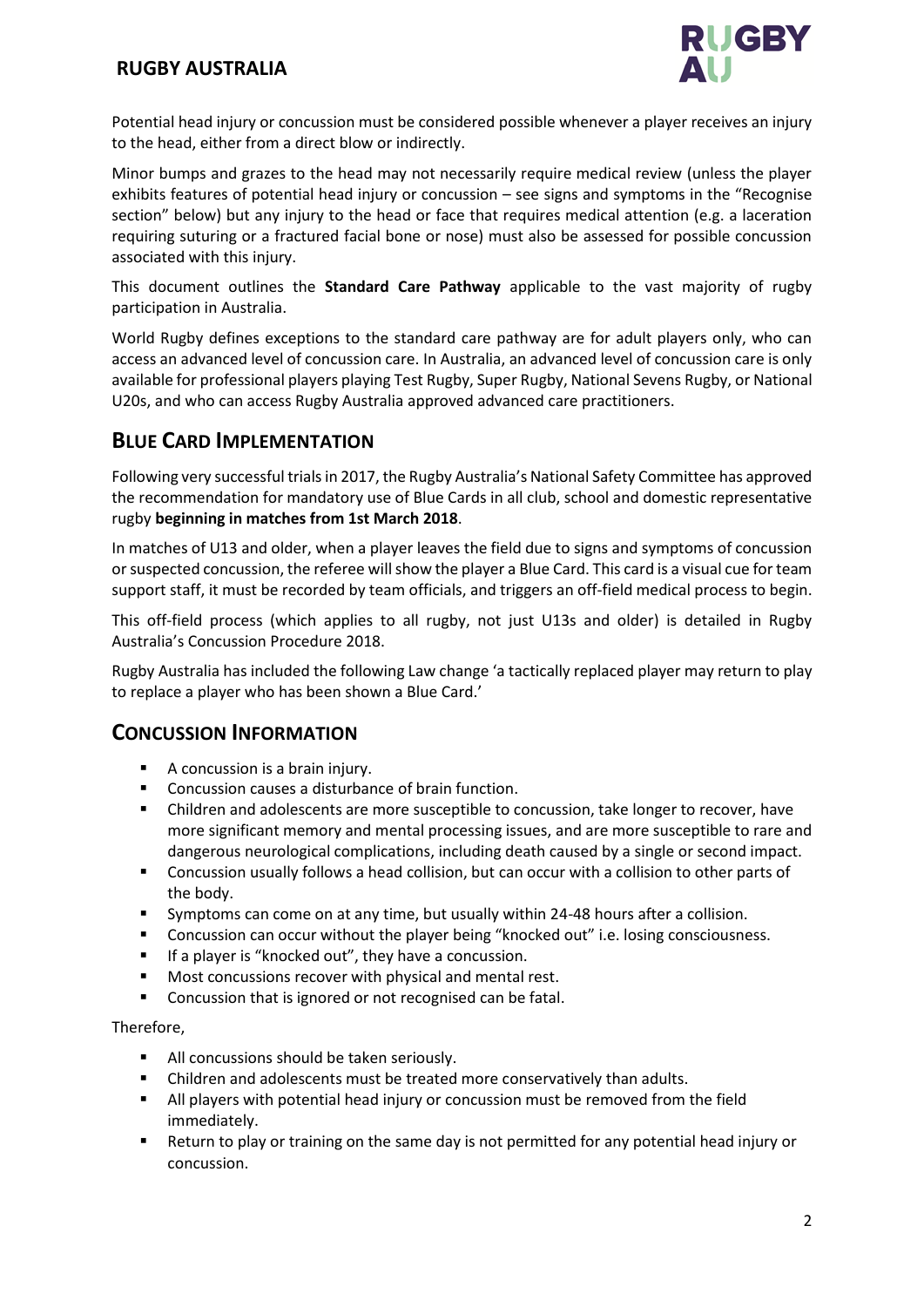Potential head injury or concussion must be considered possible whenever a player receives an injury to the head, either from a direct blow or indirectly.

Minor bumps and grazes to the head may not necessarily require medical review (unless the player exhibits features of potential head injury or concussion – see signs and symptoms in the "Recognise section" below) but any injury to the head or face that requires medical attention (e.g. a laceration requiring suturing or a fractured facial bone or nose) must also be assessed for possible concussion associated with this injury.

This document outlines the **Standard Care Pathway** applicable to the vast majority of rugby participation in Australia.

World Rugby defines exceptions to the standard care pathway are for adult players only, who can access an advanced level of concussion care. In Australia, an advanced level of concussion care is only available for professional players playing Test Rugby, Super Rugby, National Sevens Rugby, or National U20s, and who can access Rugby Australia approved advanced care practitioners.

## Blue Card Implementation

Following very successful trials in 2017, the Rugby Australia's National Safety Committee has approved the recommendation for mandatory use of Blue Cards in all club, school and domestic representative rugby **beginning in matches from 1st March 2018**.

In matches of U13 and older, when a player leaves the field due to signs and symptoms of concussion or suspected concussion, the referee will show the player a Blue Card. This card is a visual cue for team support staff, it must be recorded by team officials, and triggers an off-field medical process to begin.

This off-field process (which applies to all rugby, not just U13s and older) is detailed in Rugby Australia's Concussion Procedure 2018.

Rugby Australia has included the following Law change 'a tactically replaced player may return to play to replace a player who has been shown a Blue Card.'

## Concussion Information

- A concussion is a brain injury.
- Concussion causes a disturbance of brain function.
- Children and adolescents are more susceptible to concussion, take longer to recover, have more significant memory and mental processing issues, and are more susceptible to rare and dangerous neurological complications, including death caused by a single or second impact.
- Concussion usually follows a head collision, but can occur with a collision to other parts of the body.
- Symptoms can come on at any time, but usually within 24-48 hours after a collision.
- Concussion can occur without the player being "knocked out" i.e. losing consciousness.
- If a player is "knocked out", they have a concussion.
- Most concussions recover with physical and mental rest.
- Concussion that is ignored or not recognised can be fatal.

Therefore,

- All concussions should be taken seriously.
- Children and adolescents must be treated more conservatively than adults.
- All players with potential head injury or concussion must be removed from the field immediately.
- Return to play or training on the same day is not permitted for any potential head injury or concussion.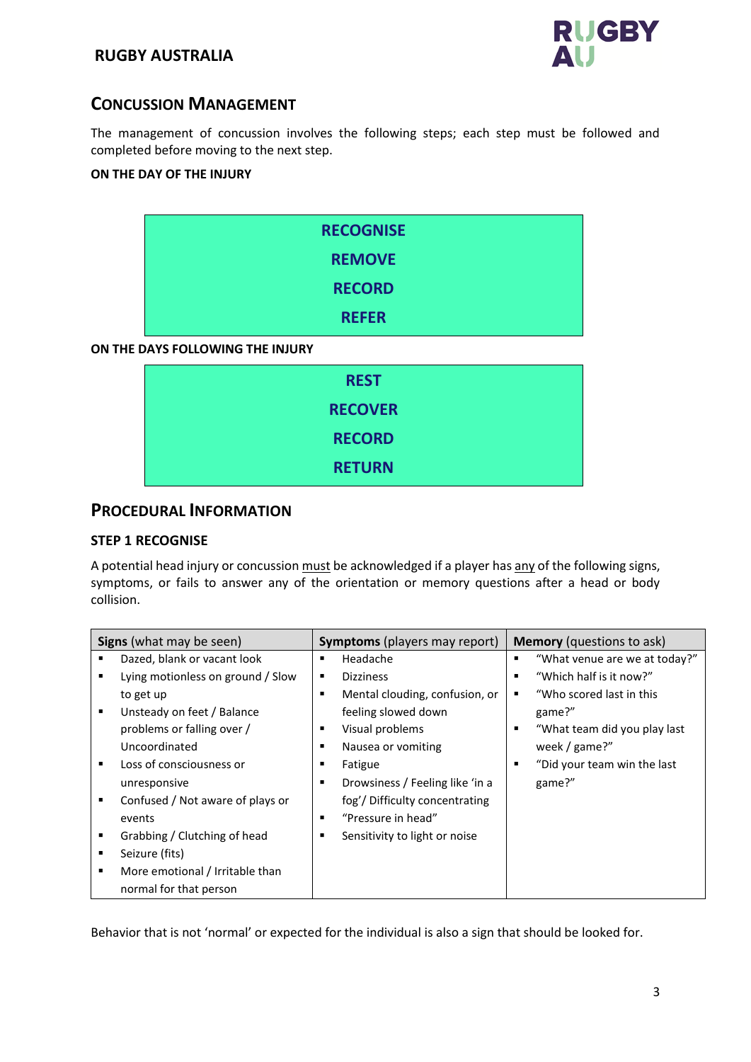## Concussion Management

The management of concussion involves the following steps; each step must be followed and completed before moving to the next step.

**ON THE DAY OF THE INJURY**

**RECOGNISE**
**REMOVE**
**RECORD**
**REFER**

**ON THE DAYS FOLLOWING THE INJURY**

**REST**
**RECOVER**
**RECORD**
**RETURN**

## Procedural Information

### STEP 1 RECOGNISE

A potential head injury or concussion must be acknowledged if a player has any of the following signs, symptoms, or fails to answer any of the orientation or memory questions after a head or body collision.

| **Signs** (what may be seen) | **Symptoms** (players may report) | **Memory** (questions to ask) |
|---|---|---|
| ▪ Dazed, blank or vacant look<br>▪ Lying motionless on ground / Slow to get up<br>▪ Unsteady on feet / Balance problems or falling over / Uncoordinated<br>▪ Loss of consciousness or unresponsive<br>▪ Confused / Not aware of plays or events<br>▪ Grabbing / Clutching of head<br>▪ Seizure (fits)<br>▪ More emotional / Irritable than normal for that person | ▪ Headache<br>▪ Dizziness<br>▪ Mental clouding, confusion, or feeling slowed down<br>▪ Visual problems<br>▪ Nausea or vomiting<br>▪ Fatigue<br>▪ Drowsiness / Feeling like 'in a fog'/ Difficulty concentrating<br>▪ "Pressure in head"<br>▪ Sensitivity to light or noise | ▪ "What venue are we at today?"<br>▪ "Which half is it now?"<br>▪ "Who scored last in this game?"<br>▪ "What team did you play last week / game?"<br>▪ "Did your team win the last game?" |

Behavior that is not 'normal' or expected for the individual is also a sign that should be looked for.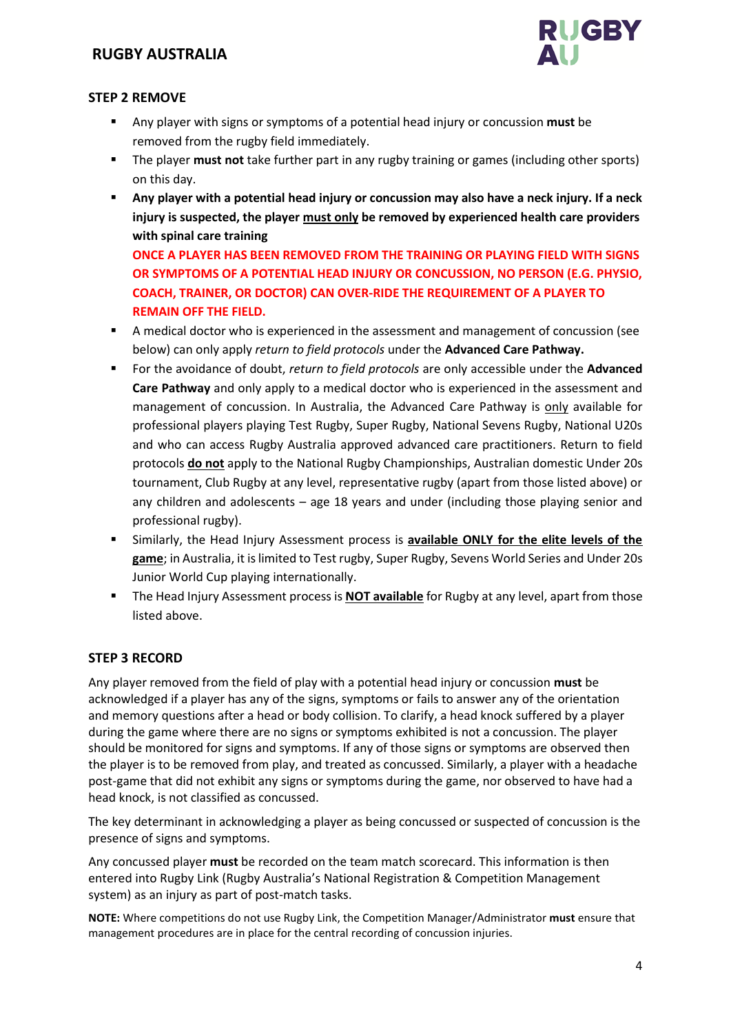## STEP 2 REMOVE

- Any player with signs or symptoms of a potential head injury or concussion **must** be removed from the rugby field immediately.
- The player **must not** take further part in any rugby training or games (including other sports) on this day.
- **Any player with a potential head injury or concussion may also have a neck injury. If a neck injury is suspected, the player <u>must only</u> be removed by experienced health care providers with spinal care training**

  **ONCE A PLAYER HAS BEEN REMOVED FROM THE TRAINING OR PLAYING FIELD WITH SIGNS OR SYMPTOMS OF A POTENTIAL HEAD INJURY OR CONCUSSION, NO PERSON (E.G. PHYSIO, COACH, TRAINER, OR DOCTOR) CAN OVER-RIDE THE REQUIREMENT OF A PLAYER TO REMAIN OFF THE FIELD.**
- A medical doctor who is experienced in the assessment and management of concussion (see below) can only apply *return to field protocols* under the **Advanced Care Pathway.**
- For the avoidance of doubt, *return to field protocols* are only accessible under the **Advanced Care Pathway** and only apply to a medical doctor who is experienced in the assessment and management of concussion. In Australia, the Advanced Care Pathway is <u>only</u> available for professional players playing Test Rugby, Super Rugby, National Sevens Rugby, National U20s and who can access Rugby Australia approved advanced care practitioners. Return to field protocols **<u>do not</u>** apply to the National Rugby Championships, Australian domestic Under 20s tournament, Club Rugby at any level, representative rugby (apart from those listed above) or any children and adolescents – age 18 years and under (including those playing senior and professional rugby).
- Similarly, the Head Injury Assessment process is **<u>available ONLY for the elite levels of the game</u>**; in Australia, it is limited to Test rugby, Super Rugby, Sevens World Series and Under 20s Junior World Cup playing internationally.
- The Head Injury Assessment process is **<u>NOT available</u>** for Rugby at any level, apart from those listed above.

## STEP 3 RECORD

Any player removed from the field of play with a potential head injury or concussion **must** be acknowledged if a player has any of the signs, symptoms or fails to answer any of the orientation and memory questions after a head or body collision. To clarify, a head knock suffered by a player during the game where there are no signs or symptoms exhibited is not a concussion. The player should be monitored for signs and symptoms. If any of those signs or symptoms are observed then the player is to be removed from play, and treated as concussed. Similarly, a player with a headache post-game that did not exhibit any signs or symptoms during the game, nor observed to have had a head knock, is not classified as concussed.

The key determinant in acknowledging a player as being concussed or suspected of concussion is the presence of signs and symptoms.

Any concussed player **must** be recorded on the team match scorecard. This information is then entered into Rugby Link (Rugby Australia's National Registration & Competition Management system) as an injury as part of post-match tasks.

**NOTE:** Where competitions do not use Rugby Link, the Competition Manager/Administrator **must** ensure that management procedures are in place for the central recording of concussion injuries.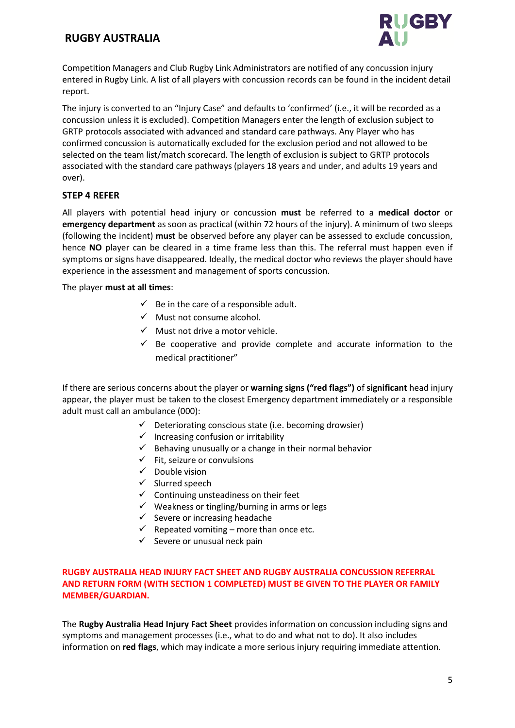Competition Managers and Club Rugby Link Administrators are notified of any concussion injury entered in Rugby Link. A list of all players with concussion records can be found in the incident detail report.

The injury is converted to an "Injury Case" and defaults to 'confirmed' (i.e., it will be recorded as a concussion unless it is excluded). Competition Managers enter the length of exclusion subject to GRTP protocols associated with advanced and standard care pathways. Any Player who has confirmed concussion is automatically excluded for the exclusion period and not allowed to be selected on the team list/match scorecard. The length of exclusion is subject to GRTP protocols associated with the standard care pathways (players 18 years and under, and adults 19 years and over).

### STEP 4 REFER

All players with potential head injury or concussion **must** be referred to a **medical doctor** or **emergency department** as soon as practical (within 72 hours of the injury). A minimum of two sleeps (following the incident) **must** be observed before any player can be assessed to exclude concussion, hence **NO** player can be cleared in a time frame less than this. The referral must happen even if symptoms or signs have disappeared. Ideally, the medical doctor who reviews the player should have experience in the assessment and management of sports concussion.

The player **must at all times**:

- ✓ Be in the care of a responsible adult.
- ✓ Must not consume alcohol.
- ✓ Must not drive a motor vehicle.
- ✓ Be cooperative and provide complete and accurate information to the medical practitioner"

If there are serious concerns about the player or **warning signs ("red flags")** of **significant** head injury appear, the player must be taken to the closest Emergency department immediately or a responsible adult must call an ambulance (000):

- ✓ Deteriorating conscious state (i.e. becoming drowsier)
- ✓ Increasing confusion or irritability
- ✓ Behaving unusually or a change in their normal behavior
- ✓ Fit, seizure or convulsions
- ✓ Double vision
- ✓ Slurred speech
- ✓ Continuing unsteadiness on their feet
- ✓ Weakness or tingling/burning in arms or legs
- ✓ Severe or increasing headache
- ✓ Repeated vomiting – more than once etc.
- ✓ Severe or unusual neck pain

**RUGBY AUSTRALIA HEAD INJURY FACT SHEET AND RUGBY AUSTRALIA CONCUSSION REFERRAL AND RETURN FORM (WITH SECTION 1 COMPLETED) MUST BE GIVEN TO THE PLAYER OR FAMILY MEMBER/GUARDIAN.**

The **Rugby Australia Head Injury Fact Sheet** provides information on concussion including signs and symptoms and management processes (i.e., what to do and what not to do). It also includes information on **red flags**, which may indicate a more serious injury requiring immediate attention.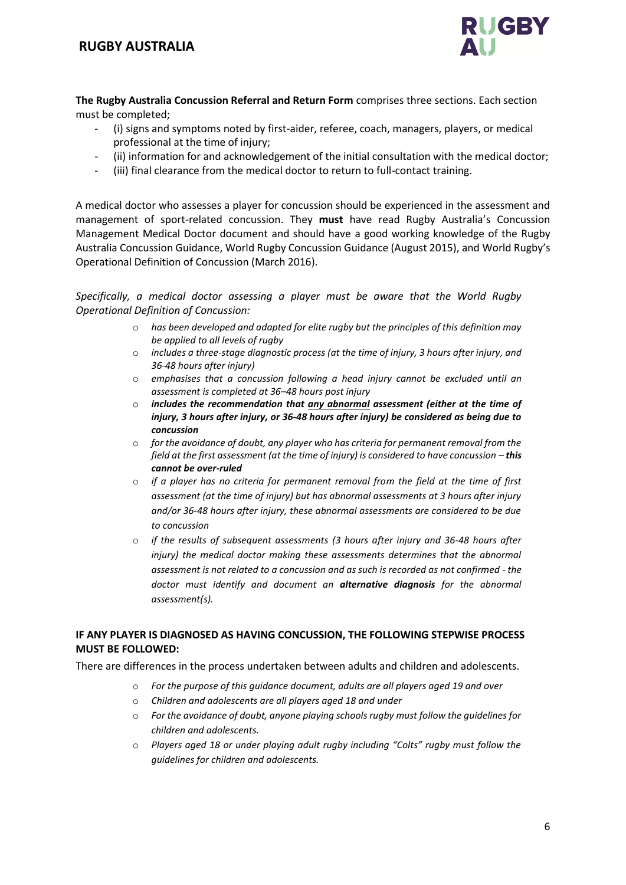**The Rugby Australia Concussion Referral and Return Form** comprises three sections. Each section must be completed;

- (i) signs and symptoms noted by first-aider, referee, coach, managers, players, or medical professional at the time of injury;
- (ii) information for and acknowledgement of the initial consultation with the medical doctor;
- (iii) final clearance from the medical doctor to return to full-contact training.

A medical doctor who assesses a player for concussion should be experienced in the assessment and management of sport-related concussion. They **must** have read Rugby Australia's Concussion Management Medical Doctor document and should have a good working knowledge of the Rugby Australia Concussion Guidance, World Rugby Concussion Guidance (August 2015), and World Rugby's Operational Definition of Concussion (March 2016).

*Specifically, a medical doctor assessing a player must be aware that the World Rugby Operational Definition of Concussion:*

- *has been developed and adapted for elite rugby but the principles of this definition may be applied to all levels of rugby*
- *includes a three-stage diagnostic process (at the time of injury, 3 hours after injury, and 36-48 hours after injury)*
- *emphasises that a concussion following a head injury cannot be excluded until an assessment is completed at 36–48 hours post injury*
- ***includes the recommendation that <u>any abnormal</u> assessment (either at the time of injury, 3 hours after injury, or 36-48 hours after injury) be considered as being due to concussion***
- *for the avoidance of doubt, any player who has criteria for permanent removal from the field at the first assessment (at the time of injury) is considered to have concussion –* ***this cannot be over-ruled***
- *if a player has no criteria for permanent removal from the field at the time of first assessment (at the time of injury) but has abnormal assessments at 3 hours after injury and/or 36-48 hours after injury, these abnormal assessments are considered to be due to concussion*
- *if the results of subsequent assessments (3 hours after injury and 36-48 hours after injury) the medical doctor making these assessments determines that the abnormal assessment is not related to a concussion and as such is recorded as not confirmed - the doctor must identify and document an* ***alternative diagnosis*** *for the abnormal assessment(s).*

**IF ANY PLAYER IS DIAGNOSED AS HAVING CONCUSSION, THE FOLLOWING STEPWISE PROCESS MUST BE FOLLOWED:**

There are differences in the process undertaken between adults and children and adolescents.

- *For the purpose of this guidance document, adults are all players aged 19 and over*
- *Children and adolescents are all players aged 18 and under*
- *For the avoidance of doubt, anyone playing schools rugby must follow the guidelines for children and adolescents.*
- *Players aged 18 or under playing adult rugby including "Colts" rugby must follow the guidelines for children and adolescents.*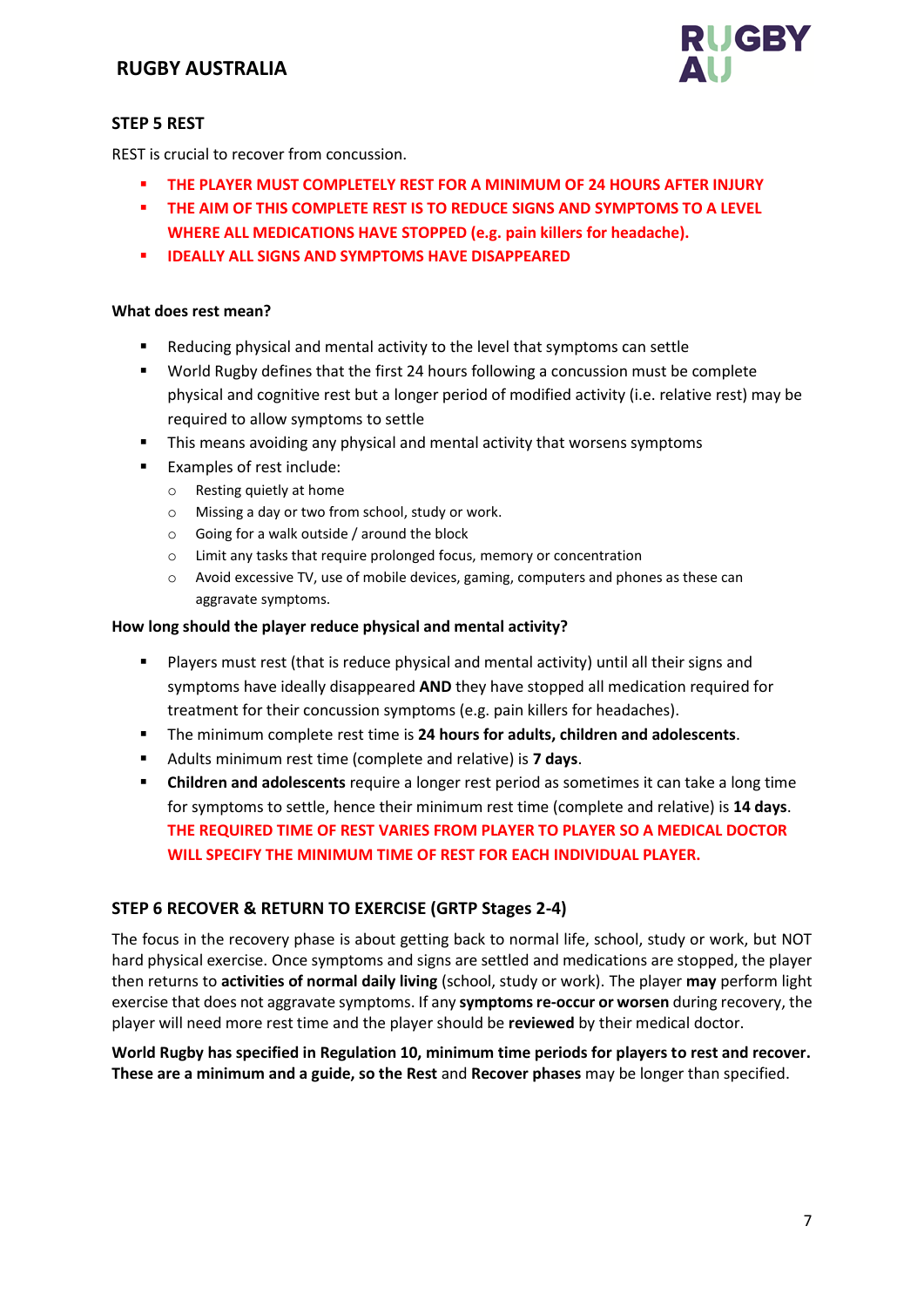### STEP 5 REST

REST is crucial to recover from concussion.

- **THE PLAYER MUST COMPLETELY REST FOR A MINIMUM OF 24 HOURS AFTER INJURY**
- **THE AIM OF THIS COMPLETE REST IS TO REDUCE SIGNS AND SYMPTOMS TO A LEVEL WHERE ALL MEDICATIONS HAVE STOPPED (e.g. pain killers for headache).**
- **IDEALLY ALL SIGNS AND SYMPTOMS HAVE DISAPPEARED**

**What does rest mean?**

- Reducing physical and mental activity to the level that symptoms can settle
- World Rugby defines that the first 24 hours following a concussion must be complete physical and cognitive rest but a longer period of modified activity (i.e. relative rest) may be required to allow symptoms to settle
- This means avoiding any physical and mental activity that worsens symptoms
- Examples of rest include:
  - Resting quietly at home
  - Missing a day or two from school, study or work.
  - Going for a walk outside / around the block
  - Limit any tasks that require prolonged focus, memory or concentration
  - Avoid excessive TV, use of mobile devices, gaming, computers and phones as these can aggravate symptoms.

**How long should the player reduce physical and mental activity?**

- Players must rest (that is reduce physical and mental activity) until all their signs and symptoms have ideally disappeared **AND** they have stopped all medication required for treatment for their concussion symptoms (e.g. pain killers for headaches).
- The minimum complete rest time is **24 hours for adults, children and adolescents**.
- Adults minimum rest time (complete and relative) is **7 days**.
- **Children and adolescents** require a longer rest period as sometimes it can take a long time for symptoms to settle, hence their minimum rest time (complete and relative) is **14 days**. **THE REQUIRED TIME OF REST VARIES FROM PLAYER TO PLAYER SO A MEDICAL DOCTOR WILL SPECIFY THE MINIMUM TIME OF REST FOR EACH INDIVIDUAL PLAYER.**

### STEP 6 RECOVER & RETURN TO EXERCISE (GRTP Stages 2-4)

The focus in the recovery phase is about getting back to normal life, school, study or work, but NOT hard physical exercise. Once symptoms and signs are settled and medications are stopped, the player then returns to **activities of normal daily living** (school, study or work). The player **may** perform light exercise that does not aggravate symptoms. If any **symptoms re-occur or worsen** during recovery, the player will need more rest time and the player should be **reviewed** by their medical doctor.

**World Rugby has specified in Regulation 10, minimum time periods for players to rest and recover. These are a minimum and a guide, so the Rest** and **Recover phases** may be longer than specified.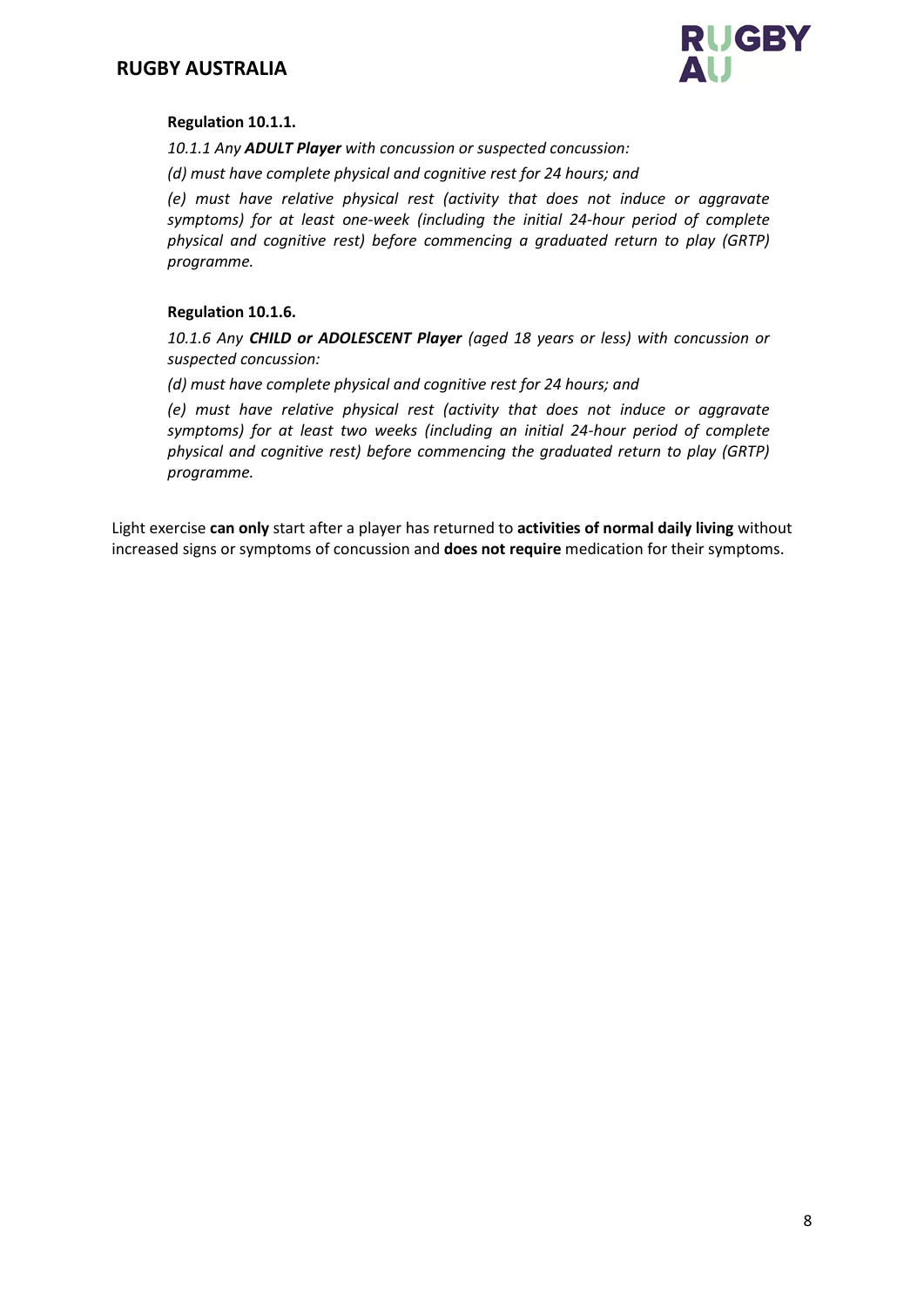**Regulation 10.1.1.**

*10.1.1 Any **ADULT Player** with concussion or suspected concussion:*

*(d) must have complete physical and cognitive rest for 24 hours; and*

*(e) must have relative physical rest (activity that does not induce or aggravate symptoms) for at least one-week (including the initial 24-hour period of complete physical and cognitive rest) before commencing a graduated return to play (GRTP) programme.*

**Regulation 10.1.6.**

*10.1.6 Any **CHILD or ADOLESCENT Player** (aged 18 years or less) with concussion or suspected concussion:*

*(d) must have complete physical and cognitive rest for 24 hours; and*

*(e) must have relative physical rest (activity that does not induce or aggravate symptoms) for at least two weeks (including an initial 24-hour period of complete physical and cognitive rest) before commencing the graduated return to play (GRTP) programme.*

Light exercise **can only** start after a player has returned to **activities of normal daily living** without increased signs or symptoms of concussion and **does not require** medication for their symptoms.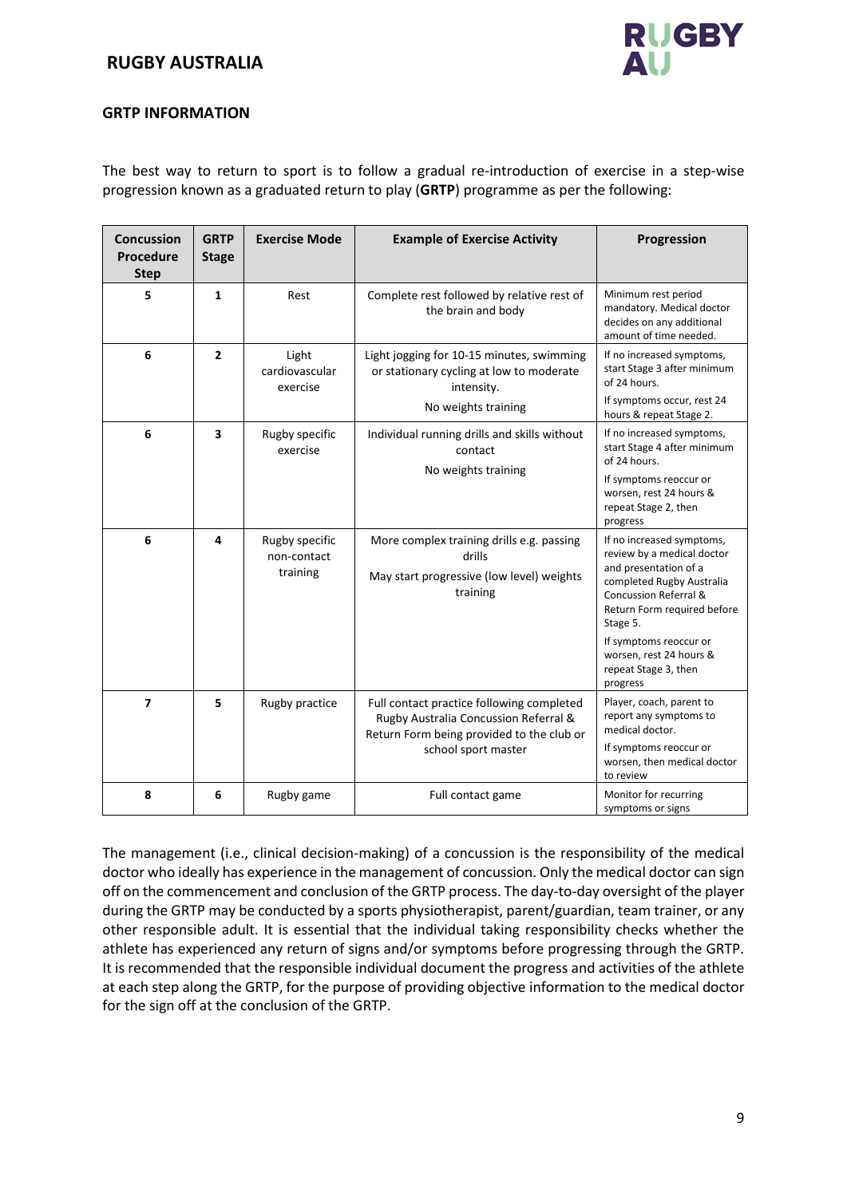## GRTP INFORMATION

The best way to return to sport is to follow a gradual re-introduction of exercise in a step-wise progression known as a graduated return to play (**GRTP**) programme as per the following:

| Concussion Procedure Step | GRTP Stage | Exercise Mode | Example of Exercise Activity | Progression |
|---|---|---|---|---|
| 5 | 1 | Rest | Complete rest followed by relative rest of the brain and body | Minimum rest period mandatory. Medical doctor decides on any additional amount of time needed. |
| 6 | 2 | Light cardiovascular exercise | Light jogging for 10-15 minutes, swimming or stationary cycling at low to moderate intensity. No weights training | If no increased symptoms, start Stage 3 after minimum of 24 hours. If symptoms occur, rest 24 hours & repeat Stage 2. |
| 6 | 3 | Rugby specific exercise | Individual running drills and skills without contact No weights training | If no increased symptoms, start Stage 4 after minimum of 24 hours. If symptoms reoccur or worsen, rest 24 hours & repeat Stage 2, then progress |
| 6 | 4 | Rugby specific non-contact training | More complex training drills e.g. passing drills May start progressive (low level) weights training | If no increased symptoms, review by a medical doctor and presentation of a completed Rugby Australia Concussion Referral & Return Form required before Stage 5. If symptoms reoccur or worsen, rest 24 hours & repeat Stage 3, then progress |
| 7 | 5 | Rugby practice | Full contact practice following completed Rugby Australia Concussion Referral & Return Form being provided to the club or school sport master | Player, coach, parent to report any symptoms to medical doctor. If symptoms reoccur or worsen, then medical doctor to review |
| 8 | 6 | Rugby game | Full contact game | Monitor for recurring symptoms or signs |

The management (i.e., clinical decision-making) of a concussion is the responsibility of the medical doctor who ideally has experience in the management of concussion. Only the medical doctor can sign off on the commencement and conclusion of the GRTP process. The day-to-day oversight of the player during the GRTP may be conducted by a sports physiotherapist, parent/guardian, team trainer, or any other responsible adult. It is essential that the individual taking responsibility checks whether the athlete has experienced any return of signs and/or symptoms before progressing through the GRTP. It is recommended that the responsible individual document the progress and activities of the athlete at each step along the GRTP, for the purpose of providing objective information to the medical doctor for the sign off at the conclusion of the GRTP.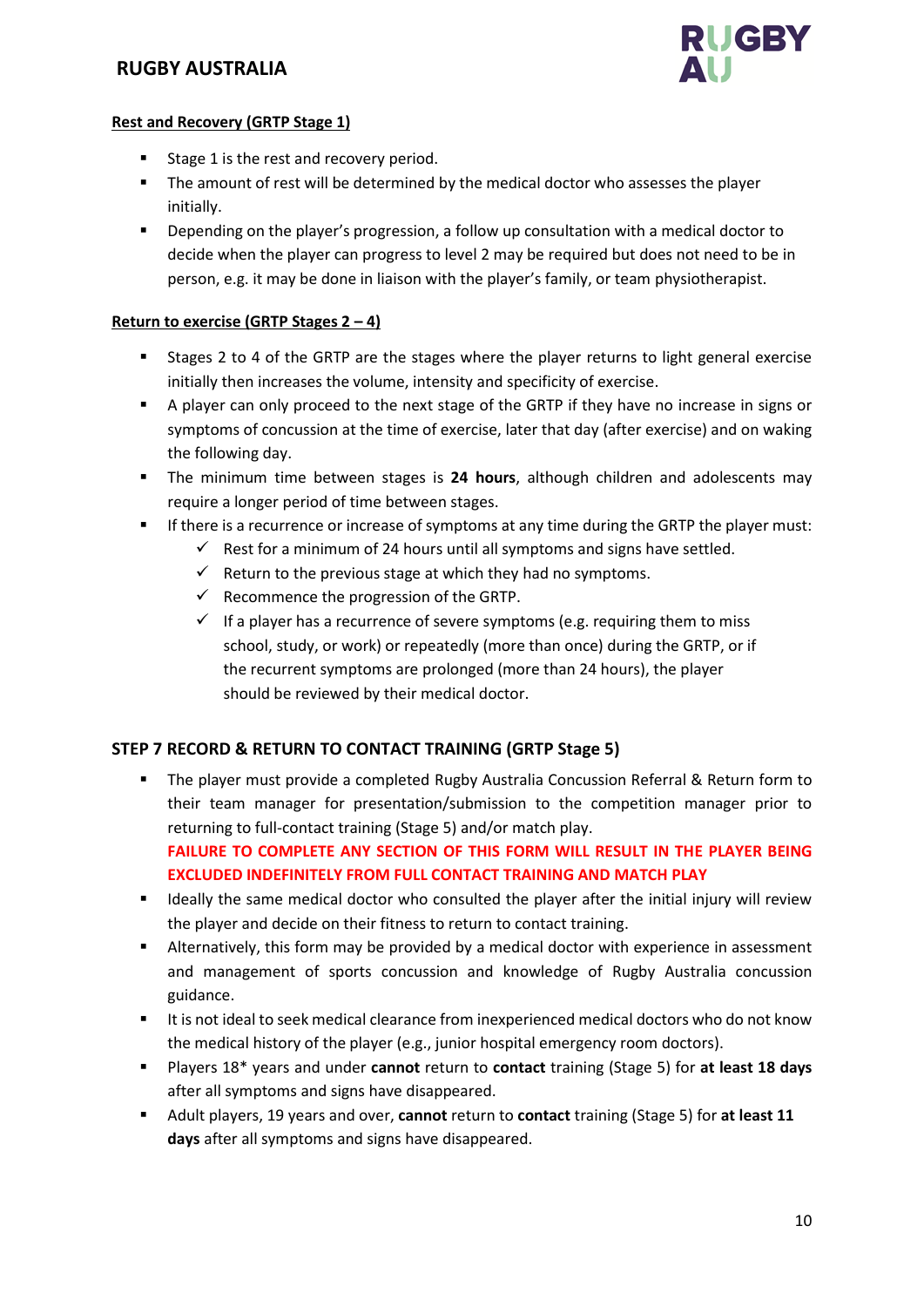**Rest and Recovery (GRTP Stage 1)**

- Stage 1 is the rest and recovery period.
- The amount of rest will be determined by the medical doctor who assesses the player initially.
- Depending on the player's progression, a follow up consultation with a medical doctor to decide when the player can progress to level 2 may be required but does not need to be in person, e.g. it may be done in liaison with the player's family, or team physiotherapist.

**Return to exercise (GRTP Stages 2 – 4)**

- Stages 2 to 4 of the GRTP are the stages where the player returns to light general exercise initially then increases the volume, intensity and specificity of exercise.
- A player can only proceed to the next stage of the GRTP if they have no increase in signs or symptoms of concussion at the time of exercise, later that day (after exercise) and on waking the following day.
- The minimum time between stages is **24 hours**, although children and adolescents may require a longer period of time between stages.
- If there is a recurrence or increase of symptoms at any time during the GRTP the player must:
  - ✓ Rest for a minimum of 24 hours until all symptoms and signs have settled.
  - ✓ Return to the previous stage at which they had no symptoms.
  - ✓ Recommence the progression of the GRTP.
  - ✓ If a player has a recurrence of severe symptoms (e.g. requiring them to miss school, study, or work) or repeatedly (more than once) during the GRTP, or if the recurrent symptoms are prolonged (more than 24 hours), the player should be reviewed by their medical doctor.

## STEP 7 RECORD & RETURN TO CONTACT TRAINING (GRTP Stage 5)

- The player must provide a completed Rugby Australia Concussion Referral & Return form to their team manager for presentation/submission to the competition manager prior to returning to full-contact training (Stage 5) and/or match play.
  **FAILURE TO COMPLETE ANY SECTION OF THIS FORM WILL RESULT IN THE PLAYER BEING EXCLUDED INDEFINITELY FROM FULL CONTACT TRAINING AND MATCH PLAY**
- Ideally the same medical doctor who consulted the player after the initial injury will review the player and decide on their fitness to return to contact training.
- Alternatively, this form may be provided by a medical doctor with experience in assessment and management of sports concussion and knowledge of Rugby Australia concussion guidance.
- It is not ideal to seek medical clearance from inexperienced medical doctors who do not know the medical history of the player (e.g., junior hospital emergency room doctors).
- Players 18* years and under **cannot** return to **contact** training (Stage 5) for **at least 18 days** after all symptoms and signs have disappeared.
- Adult players, 19 years and over, **cannot** return to **contact** training (Stage 5) for **at least 11 days** after all symptoms and signs have disappeared.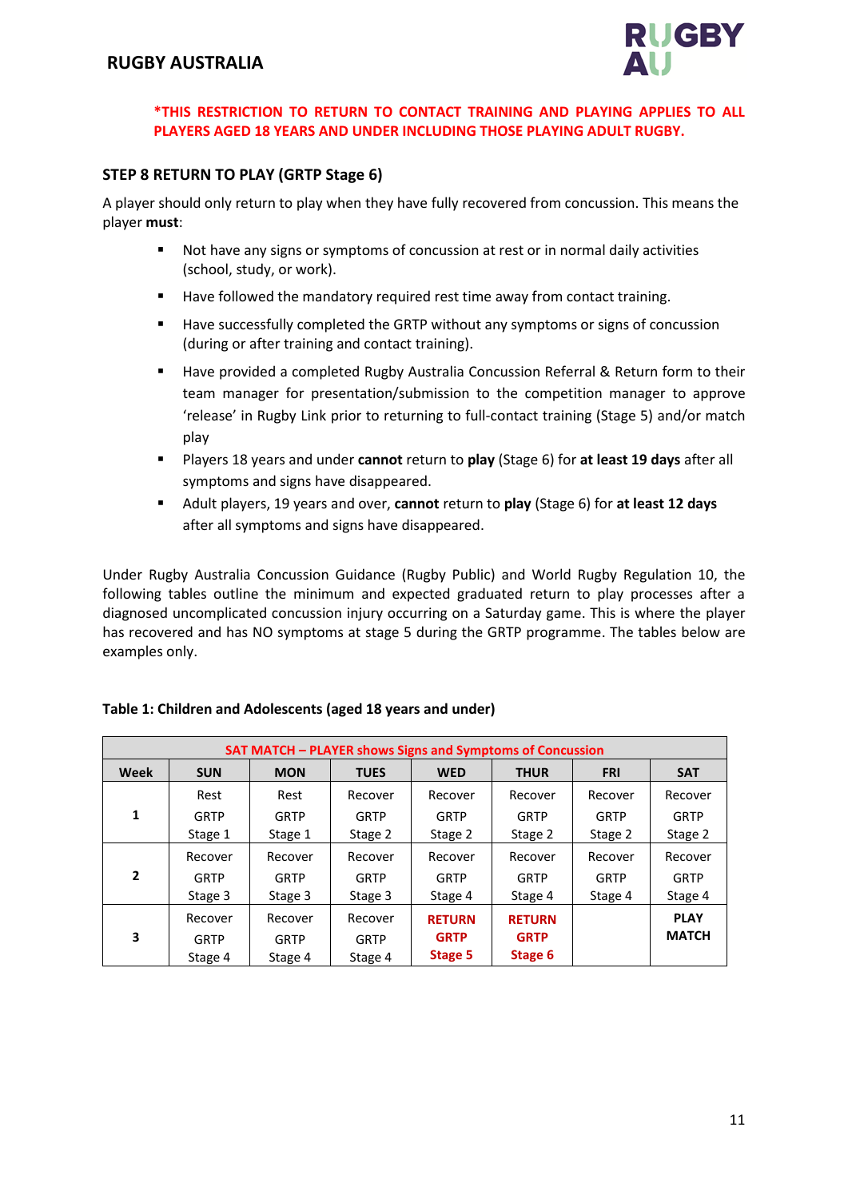**\*THIS RESTRICTION TO RETURN TO CONTACT TRAINING AND PLAYING APPLIES TO ALL PLAYERS AGED 18 YEARS AND UNDER INCLUDING THOSE PLAYING ADULT RUGBY.**

### STEP 8 RETURN TO PLAY (GRTP Stage 6)

A player should only return to play when they have fully recovered from concussion. This means the player **must**:

- Not have any signs or symptoms of concussion at rest or in normal daily activities (school, study, or work).
- Have followed the mandatory required rest time away from contact training.
- Have successfully completed the GRTP without any symptoms or signs of concussion (during or after training and contact training).
- Have provided a completed Rugby Australia Concussion Referral & Return form to their team manager for presentation/submission to the competition manager to approve 'release' in Rugby Link prior to returning to full-contact training (Stage 5) and/or match play
- Players 18 years and under **cannot** return to **play** (Stage 6) for **at least 19 days** after all symptoms and signs have disappeared.
- Adult players, 19 years and over, **cannot** return to **play** (Stage 6) for **at least 12 days** after all symptoms and signs have disappeared.

Under Rugby Australia Concussion Guidance (Rugby Public) and World Rugby Regulation 10, the following tables outline the minimum and expected graduated return to play processes after a diagnosed uncomplicated concussion injury occurring on a Saturday game. This is where the player has recovered and has NO symptoms at stage 5 during the GRTP programme. The tables below are examples only.

**Table 1: Children and Adolescents (aged 18 years and under)**

| SAT MATCH – PLAYER shows Signs and Symptoms of Concussion | | | | | | | |
|---|---|---|---|---|---|---|---|
| **Week** | **SUN** | **MON** | **TUES** | **WED** | **THUR** | **FRI** | **SAT** |
| **1** | Rest GRTP Stage 1 | Rest GRTP Stage 1 | Recover GRTP Stage 2 | Recover GRTP Stage 2 | Recover GRTP Stage 2 | Recover GRTP Stage 2 | Recover GRTP Stage 2 |
| **2** | Recover GRTP Stage 3 | Recover GRTP Stage 3 | Recover GRTP Stage 3 | Recover GRTP Stage 4 | Recover GRTP Stage 4 | Recover GRTP Stage 4 | Recover GRTP Stage 4 |
| **3** | Recover GRTP Stage 4 | Recover GRTP Stage 4 | Recover GRTP Stage 4 | **RETURN GRTP Stage 5** | **RETURN GRTP Stage 6** | | **PLAY MATCH** |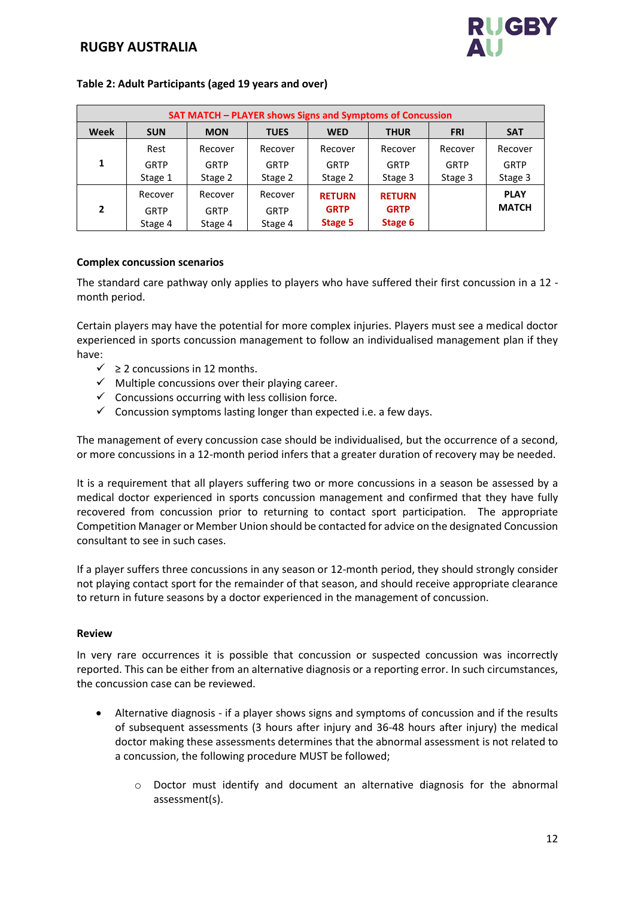**Table 2: Adult Participants (aged 19 years and over)**

| SAT MATCH – PLAYER shows Signs and Symptoms of Concussion | | | | | | | |
|---|---|---|---|---|---|---|---|
| **Week** | **SUN** | **MON** | **TUES** | **WED** | **THUR** | **FRI** | **SAT** |
| **1** | Rest<br>GRTP Stage 1 | Recover<br>GRTP Stage 2 | Recover<br>GRTP Stage 2 | Recover<br>GRTP Stage 2 | Recover<br>GRTP Stage 3 | Recover<br>GRTP Stage 3 | Recover<br>GRTP Stage 3 |
| **2** | Recover<br>GRTP Stage 4 | Recover<br>GRTP Stage 4 | Recover<br>GRTP Stage 4 | **RETURN GRTP Stage 5** | **RETURN GRTP Stage 6** | | **PLAY MATCH** |

**Complex concussion scenarios**

The standard care pathway only applies to players who have suffered their first concussion in a 12 - month period.

Certain players may have the potential for more complex injuries. Players must see a medical doctor experienced in sports concussion management to follow an individualised management plan if they have:

- ✓ ≥ 2 concussions in 12 months.
- ✓ Multiple concussions over their playing career.
- ✓ Concussions occurring with less collision force.
- ✓ Concussion symptoms lasting longer than expected i.e. a few days.

The management of every concussion case should be individualised, but the occurrence of a second, or more concussions in a 12-month period infers that a greater duration of recovery may be needed.

It is a requirement that all players suffering two or more concussions in a season be assessed by a medical doctor experienced in sports concussion management and confirmed that they have fully recovered from concussion prior to returning to contact sport participation. The appropriate Competition Manager or Member Union should be contacted for advice on the designated Concussion consultant to see in such cases.

If a player suffers three concussions in any season or 12-month period, they should strongly consider not playing contact sport for the remainder of that season, and should receive appropriate clearance to return in future seasons by a doctor experienced in the management of concussion.

**Review**

In very rare occurrences it is possible that concussion or suspected concussion was incorrectly reported. This can be either from an alternative diagnosis or a reporting error. In such circumstances, the concussion case can be reviewed.

- Alternative diagnosis - if a player shows signs and symptoms of concussion and if the results of subsequent assessments (3 hours after injury and 36-48 hours after injury) the medical doctor making these assessments determines that the abnormal assessment is not related to a concussion, the following procedure MUST be followed;
    - Doctor must identify and document an alternative diagnosis for the abnormal assessment(s).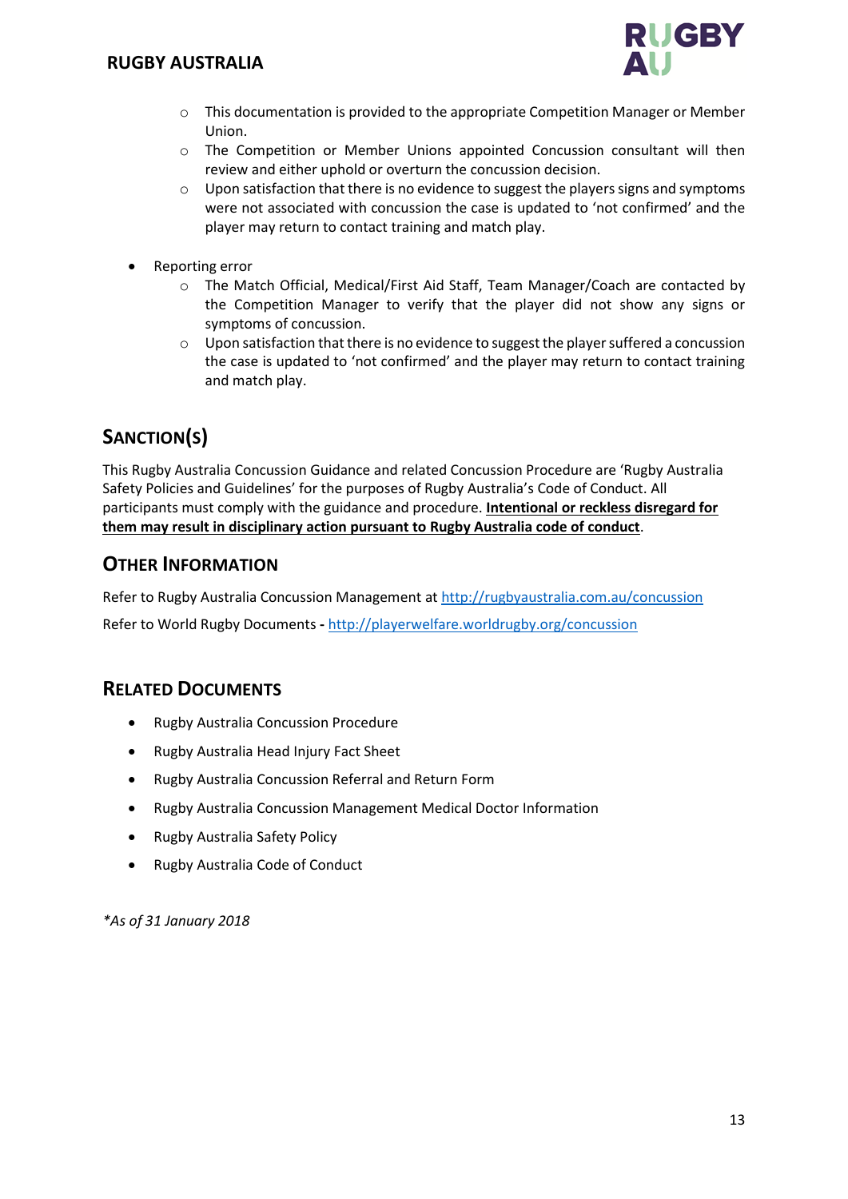- This documentation is provided to the appropriate Competition Manager or Member Union.
    - The Competition or Member Unions appointed Concussion consultant will then review and either uphold or overturn the concussion decision.
    - Upon satisfaction that there is no evidence to suggest the players signs and symptoms were not associated with concussion the case is updated to 'not confirmed' and the player may return to contact training and match play.

- Reporting error
    - The Match Official, Medical/First Aid Staff, Team Manager/Coach are contacted by the Competition Manager to verify that the player did not show any signs or symptoms of concussion.
    - Upon satisfaction that there is no evidence to suggest the player suffered a concussion the case is updated to 'not confirmed' and the player may return to contact training and match play.

## SANCTION(S)

This Rugby Australia Concussion Guidance and related Concussion Procedure are 'Rugby Australia Safety Policies and Guidelines' for the purposes of Rugby Australia's Code of Conduct. All participants must comply with the guidance and procedure. **Intentional or reckless disregard for them may result in disciplinary action pursuant to Rugby Australia code of conduct**.

## OTHER INFORMATION

Refer to Rugby Australia Concussion Management at http://rugbyaustralia.com.au/concussion

Refer to World Rugby Documents - http://playerwelfare.worldrugby.org/concussion

## RELATED DOCUMENTS

- Rugby Australia Concussion Procedure
- Rugby Australia Head Injury Fact Sheet
- Rugby Australia Concussion Referral and Return Form
- Rugby Australia Concussion Management Medical Doctor Information
- Rugby Australia Safety Policy
- Rugby Australia Code of Conduct

*\*As of 31 January 2018*